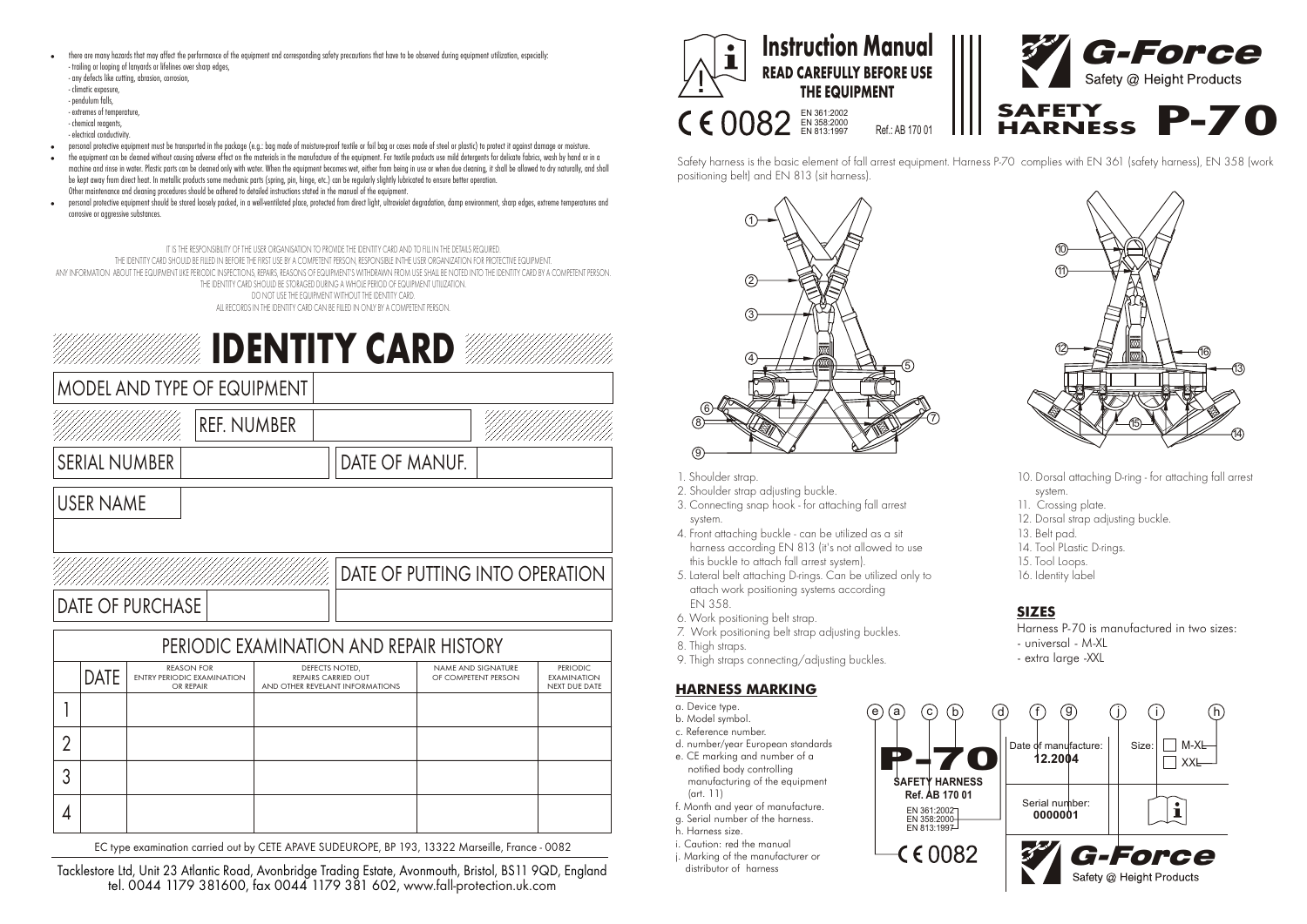- there are many hazards that may affect the performance of the equipment and corresponding safety precautions that have to be observed during equipment utilization, especially:
  - trailing or looping of lanyards or lifelines over sharp edges,
  - any defects like cutting, abrasion, corrosion,
  - climatic exposure,
  - pendulum falls,
  - extremes of temperature,
  - chemical reagents,
  - electrical conductivity.
- personal protective equipment must be transported in the package (e.g.: bag made of moisture-proof textile or foil bag or cases made of steel or plastic) to protect it against damage or moisture.
- the equipment can be cleaned without causing adverse effect on the materials in the manufacture of the equipment. For textile products use mild detergents for delicate fabrics, wash by hand or in a machine and rinse in water. Plastic parts can be cleaned only with water. When the equipment becomes wet, either from being in use or when due cleaning, it shall be allowed to dry naturally, and shall be kept away from direct heat. In metallic products some mechanic parts (spring, pin, hinge, etc.) can be regularly slightly lubricated to ensure better operation. Other maintenance and cleaning procedures should be adhered to detailed instructions stated in the manual of the equipment.
- personal protective equipment should be stored loosely packed, in a well-ventilated place, protected from direct light, ultraviolet degradation, damp environment, sharp edges, extreme temperatures and corrosive or aggressive substances.

IT IS THE RESPONSIBILITY OF THE USER ORGANISATION TO PROVIDE THE IDENTITY CARD AND TO FILL IN THE DETAILS REQUIRED.
THE IDENTITY CARD SHOULD BE FILLED IN BEFORE THE FIRST USE BY A COMPETENT PERSON, RESPONSIBLE IN THE USER ORGANIZATION FOR PROTECTIVE EQUIPMENT.
ANY INFORMATION ABOUT THE EQUIPMENT LIKE PERIODIC INSPECTIONS, REPAIRS, REASONS OF EQUIPMENT'S WITHDRAWN FROM USE SHALL BE NOTED INTO THE IDENTITY CARD BY A COMPETENT PERSON.
THE IDENTITY CARD SHOULD BE STORAGED DURING A WHOLE PERIOD OF EQUIPMENT UTILIZATION.
DO NOT USE THE EQUIPMENT WITHOUT THE IDENTITY CARD.
ALL RECORDS IN THE IDENTITY CARD CAN BE FILLED IN ONLY BY A COMPETENT PERSON.

# IDENTITY CARD

| MODEL AND TYPE OF EQUIPMENT | |
|---|---|
| REF. NUMBER | |
| SERIAL NUMBER | |
| DATE OF MANUF. | |
| USER NAME | |
| DATE OF PUTTING INTO OPERATION | |
| DATE OF PURCHASE | |

## PERIODIC EXAMINATION AND REPAIR HISTORY

| | DATE | REASON FOR ENTRY PERIODIC EXAMINATION OR REPAIR | DEFECTS NOTED, REPAIRS CARRIED OUT AND OTHER REVELANT INFORMATIONS | NAME AND SIGNATURE OF COMPETENT PERSON | PERIODIC EXAMINATION NEXT DUE DATE |
|---|---|---|---|---|---|
| 1 | | | | | |
| 2 | | | | | |
| 3 | | | | | |
| 4 | | | | | |

EC type examination carried out by CETE APAVE SUDEUROPE, BP 193, 13322 Marseille, France - 0082

Tacklestore Ltd, Unit 23 Atlantic Road, Avonbridge Trading Estate, Avonmouth, Bristol, BS11 9QD, England
tel. 0044 1179 381600, fax 0044 1179 381 602, www.fall-protection.uk.com

# Instruction Manual

**READ CAREFULLY BEFORE USE THE EQUIPMENT**

CE 0082 EN 361:2002 EN 358:2000 EN 813:1997 Ref.: AB 170 01

**G-Force** Safety @ Height Products

# SAFETY HARNESS P-70

Safety harness is the basic element of fall arrest equipment. Harness P-70 complies with EN 361 (safety harness), EN 358 (work positioning belt) and EN 813 (sit harness).

1. Shoulder strap.
2. Shoulder strap adjusting buckle.
3. Connecting snap hook - for attaching fall arrest system.
4. Front attaching buckle - can be utilized as a sit harness according EN 813 (it's not allowed to use this buckle to attach fall arrest system).
5. Lateral belt attaching D-rings. Can be utilized only to attach work positioning systems according EN 358.
6. Work positioning belt strap.
7. Work positioning belt strap adjusting buckles.
8. Thigh straps.
9. Thigh straps connecting/adjusting buckles.
10. Dorsal attaching D-ring - for attaching fall arrest system.
11. Crossing plate.
12. Dorsal strap adjusting buckle.
13. Belt pad.
14. Tool PLastic D-rings.
15. Tool Loops.
16. Identity label

## SIZES

Harness P-70 is manufactured in two sizes:
- universal - M-XL
- extra large -XXL

## HARNESS MARKING

a. Device type.
b. Model symbol.
c. Reference number.
d. number/year European standards
e. CE marking and number of a notified body controlling manufacturing of the equipment (art. 11)
f. Month and year of manufacture.
g. Serial number of the harness.
h. Harness size.
i. Caution: red the manual
j. Marking of the manufacturer or distributor of harness

P-70 SAFETY HARNESS Ref. AB 170 01 EN 361:2002 EN 358:2000 EN 813:1997 CE 0082 | Date of manufacture: 12.2004 | Serial number: 0000001 | Size: M-XL / XXL | G-Force Safety @ Height Products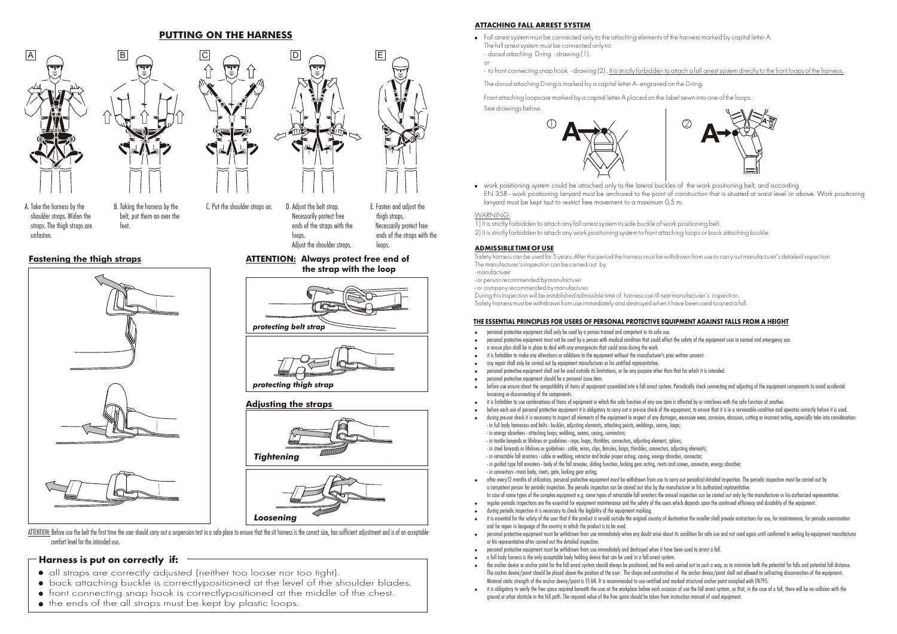## PUTTING ON THE HARNESS

A B C D E

A. Take the harness by the shoulder straps. Widen the straps. The thigh straps are unfasten.

B. Taking the harness by the belt, put them on over the feet.

C. Put the shoulder straps on.

D. Adjust the belt strap. Necessarily protect free ends of the straps with the loops. Adjust the shoulder straps.

E. Fasten and adjust the thigh straps. Necessarily protect free ends of the straps with the loops.

### Fastening the thigh straps

### ATTENTION: Always protect free end of the strap with the loop

*protecting belt strap*

*protecting thigh strap*

### Adjusting the straps

*Tightening*

*Loosening*

ATTENTION: Before use the belt the first time the user should carry out a suspension test in a safe place to ensure that the sit harness is the correct size, has sufficient adjustment and is of an acceptable comfort level for the intended use.

### Harness is put on correctly if:

- all straps are correctly adjusted (neither too loose nor too tight).
- back attaching buckle is correctlypositioned at the level of the shoulder blades.
- front connecting snap hook is correctlypositioned at the middle of the chest.
- the ends of the all straps must be kept by plastic loops.

### ATTACHING FALL ARREST SYSTEM

- Fall arrest system must be connected only to the attaching elements of the harness marked by capital letter A.
  The fall arrest system must be connected only to:
  - dorsal attaching D-ring - drawing (1).

  or

  - to front connecting snap hook - drawing (2). It is strictly forbidden to attach a fall arrest system directly to the front loops of the harness.

  The dorsal attaching D-ring is marked by a capital letter A - engraved on the D-ring.

  Front attaching loops are marked by a capital letter A placed on the label sewn into one of the loops.

  See drawings below.

① A ② A

- work positioning system could be attached only to the lateral buckles of the work positioning belt, and according EN 358 - work positioning lanyard must be anchored to the point of construction that is situated at waist level or above. Work positioning lanyard must be kept taut to restrict free movement to a maximum 0,5 m.

WARNING:

1) It is strictly forbidden to attach any fall arrest system to side buckle of work positioning belt.

2) It is strictly forbidden to attach any work positioning system to front attaching loops or back attaching buckle.

### ADMISSIBLE TIME OF USE

Safety harness can be used for 5 years. After this period the harness must be withdrawn from use to carry out manufacturer's detailed inspection
The manufacturer's inspection can be carried out by:
- manufacturer
- or person recommended by manufacturer
- or company recommended by manufacturer.

During this inspection will be established admissible time of harness use till next manufacturer's inspection.
Safety harness must be withdrawn from use immediately and destroyed when it have been used to arrest a fall.

### THE ESSENTIAL PRINCIPLES FOR USERS OF PERSONAL PROTECTIVE EQUIPMENT AGAINST FALLS FROM A HEIGHT

- personal protective equipment shall only be used by a person trained and competent in its safe use.
- personal protective equipment must not be used by a person with medical condition that could affect the safety of the equipment user in normal and emergency use.
- a rescue plan shall be in place to deal with any emergencies that could arise during the work.
- it is forbidden to make any alterations or additions to the equipment without the manufacturer's prior written consent.
- any repair shall only be carried out by equipment manufacturer or his certified representative.
- personal protective equipment shall not be used outside its limitations, or for any purpose other than that for which it is intended.
- personal protective equipment should be a personal issue item.
- before use ensure about the compatibility of items of equipment assembled into a fall arrest system. Periodically check connecting and adjusting of the equipment components to avoid accidental loosening or disconnecting of the components.
- it is forbidden to use combinations of items of equipment in which the safe function of any one item is affected by or interferes with the safe function of another.
- before each use of personal protective equipment it is obligatory to carry out a pre-use check of the equipment, to ensure that it is in a serviceable condition and operates correctly before it is used.
- during pre-use check it is necessary to inspect all elements of the equipment in respect of any damages, excessive wear, corrosion, abrasion, cutting or incorrect acting, especially take into consideration:
  - in full body harnesses and belts - buckles, adjusting elements, attaching points, webbings, seams, loops;
  - in energy absorbers - attaching loops, webbing, seams, casing, connectors;
  - in textile lanyards or lifelines or guidelines - rope, loops, thimbles, connectors, adjusting element, splices;
  - in steel lanyards or lifelines or guidelines - cable, wires, clips, ferrules, loops, thimbles, connectors, adjusting elements;
  - in retractable fall arresters - cable or webbing, retractor and brake proper acting, casing, energy absorber, connector;
  - in guided type fall arresters - body of the fall arrester, sliding function, locking gear acting, rivets and screws, connector, energy absorber;
  - in connectors - main body, rivets, gate, locking gear acting.
- after every12 months of utilization, personal protective equipment must be withdrawn from use to carry out periodical detailed inspection. The periodic inspection must be carried out by a competent person for periodic inspection. The periodic inspection can be carried out also by the manufacturer or his authorized representative.
  In case of some types of the complex equipment e.g. some types of retractable fall arresters the annual inspection can be carried out only by the manufacturer or his authorized representative.
- regular periodic inspections are the essential for equipment maintenance and the safety of the users which depends upon the continued efficiency and durability of the equipment.
- during periodic inspection it is necessary to check the legibility of the equipment marking.
- it is essential for the safety of the user that if the product is re-sold outside the original country of destination the reseller shall provide instructions for use, for maintenance, for periodic examination and for repair in language of the country in which the product is to be used.
- personal protective equipment must be withdrawn from use immediately when any doubt arise about its condition for safe use and not used again until confirmed in writing by equipment manufacturer or his representative after carried out the detailed inspection.
- personal protective equipment must be withdrawn from use immediately and destroyed when it have been used to arrest a fall.
- a full body harness is the only acceptable body holding device that can be used in a fall arrest system.
- the anchor device or anchor point for the fall arrest system should always be positioned, and the work carried out in such a way, as to minimise both the potential for falls and potential fall distance. The anchor device/point should be placed above the position of the user. The shape and construction of the anchor device/point shall not allowed to self-acting disconnection of the equipment. Minimal static strength of the anchor device/point is 15 kN. It is recommended to use certified and marked structural anchor point complied with EN795.
- it is obligatory to verify the free space required beneath the user at the workplace before each occasion of use the fall arrest system, so that, in the case of a fall, there will be no collision with the ground or other obstacle in the fall path. The required value of the free space should be taken from instruction manual of used equipment.